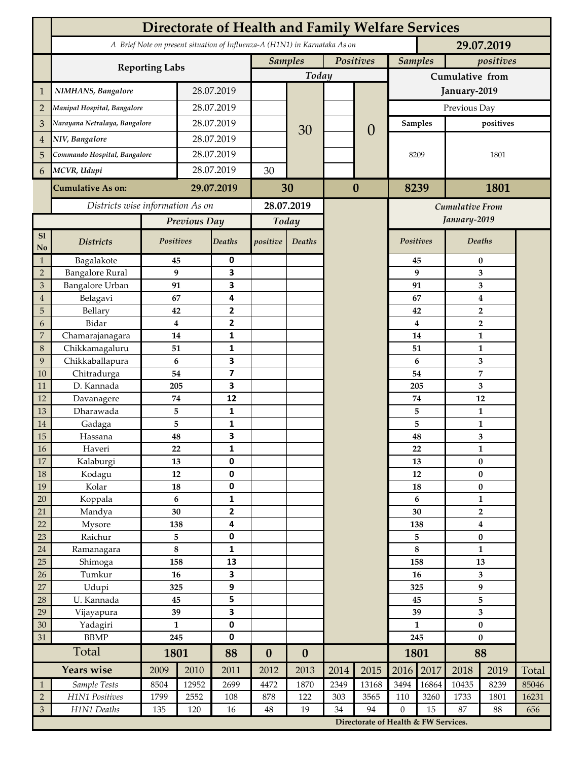# Directorate of Health and Family Welfare Services

*A Brief Note on present situation of Influenza-A (H1N1) in Karnataka As on* **29.07.2019**

| | Reporting Labs | | Samples Today | Positives Today | Samples (Cumulative from January-2019, Previous Day) | positives (Cumulative from January-2019, Previous Day) |
|---|---|---|---|---|---|---|
| 1 | NIMHANS, Bangalore | 28.07.2019 | | | | |
| 2 | Manipal Hospital, Bangalore | 28.07.2019 | | | | |
| 3 | Narayana Netralaya, Bangalore | 28.07.2019 | | | | |
| 4 | NIV, Bangalore | 28.07.2019 | | | | |
| 5 | Commando Hospital, Bangalore | 28.07.2019 | | | | |
| 6 | MCVR, Udupi | 28.07.2019 | 30 | | | |
| | (Total Today) | | 30 | 0 | 8209 | 1801 |
| | **Cumulative As on:** | **29.07.2019** | **30** | **0** | **8239** | **1801** |

*Districts wise information As on* **28.07.2019**

| Sl No | Districts | Previous Day Positives | Previous Day Deaths | Today positive | Today Deaths | Cumulative From January-2019 Positives | Cumulative From January-2019 Deaths |
|---|---|---|---|---|---|---|---|
| 1 | Bagalakote | 45 | 0 | | | 45 | 0 |
| 2 | Bangalore Rural | 9 | 3 | | | 9 | 3 |
| 3 | Bangalore Urban | 91 | 3 | | | 91 | 3 |
| 4 | Belagavi | 67 | 4 | | | 67 | 4 |
| 5 | Bellary | 42 | 2 | | | 42 | 2 |
| 6 | Bidar | 4 | 2 | | | 4 | 2 |
| 7 | Chamarajanagara | 14 | 1 | | | 14 | 1 |
| 8 | Chikkamagaluru | 51 | 1 | | | 51 | 1 |
| 9 | Chikkaballapura | 6 | 3 | | | 6 | 3 |
| 10 | Chitradurga | 54 | 7 | | | 54 | 7 |
| 11 | D. Kannada | 205 | 3 | | | 205 | 3 |
| 12 | Davanagere | 74 | 12 | | | 74 | 12 |
| 13 | Dharawada | 5 | 1 | | | 5 | 1 |
| 14 | Gadaga | 5 | 1 | | | 5 | 1 |
| 15 | Hassana | 48 | 3 | | | 48 | 3 |
| 16 | Haveri | 22 | 1 | | | 22 | 1 |
| 17 | Kalaburgi | 13 | 0 | | | 13 | 0 |
| 18 | Kodagu | 12 | 0 | | | 12 | 0 |
| 19 | Kolar | 18 | 0 | | | 18 | 0 |
| 20 | Koppala | 6 | 1 | | | 6 | 1 |
| 21 | Mandya | 30 | 2 | | | 30 | 2 |
| 22 | Mysore | 138 | 4 | | | 138 | 4 |
| 23 | Raichur | 5 | 0 | | | 5 | 0 |
| 24 | Ramanagara | 8 | 1 | | | 8 | 1 |
| 25 | Shimoga | 158 | 13 | | | 158 | 13 |
| 26 | Tumkur | 16 | 3 | | | 16 | 3 |
| 27 | Udupi | 325 | 9 | | | 325 | 9 |
| 28 | U. Kannada | 45 | 5 | | | 45 | 5 |
| 29 | Vijayapura | 39 | 3 | | | 39 | 3 |
| 30 | Yadagiri | 1 | 0 | | | 1 | 0 |
| 31 | BBMP | 245 | 0 | | | 245 | 0 |
| | **Total** | **1801** | **88** | **0** | **0** | **1801** | **88** |

| | Years wise | 2009 | 2010 | 2011 | 2012 | 2013 | 2014 | 2015 | 2016 | 2017 | 2018 | 2019 | Total |
|---|---|---|---|---|---|---|---|---|---|---|---|---|---|
| 1 | *Sample Tests* | 8504 | 12952 | 2699 | 4472 | 1870 | 2349 | 13168 | 3494 | 16864 | 10435 | 8239 | 85046 |
| 2 | *H1N1 Positives* | 1799 | 2552 | 108 | 878 | 122 | 303 | 3565 | 110 | 3260 | 1733 | 1801 | 16231 |
| 3 | *H1N1 Deaths* | 135 | 120 | 16 | 48 | 19 | 34 | 94 | 0 | 15 | 87 | 88 | 656 |

**Directorate of Health & FW Services.**